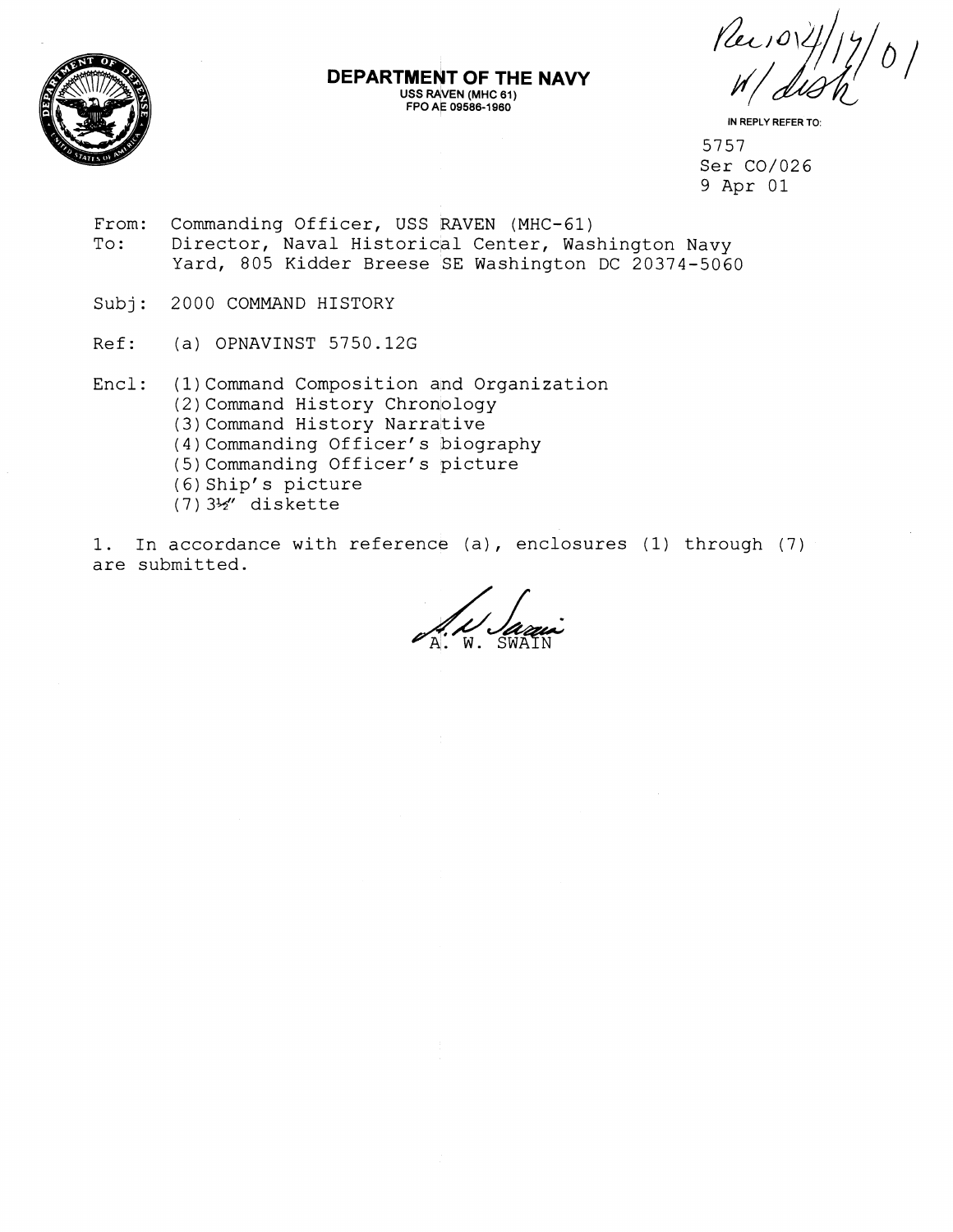**DEPARTMENT OF THE NAVY**
USS RAVEN (MHC 61)
FPO AE 09586-1960

Rec'd 4/17/01
w/ disk

IN REPLY REFER TO:
5757
Ser CO/026
9 Apr 01

From: Commanding Officer, USS RAVEN (MHC-61)
To: Director, Naval Historical Center, Washington Navy Yard, 805 Kidder Breese SE Washington DC 20374-5060

Subj: 2000 COMMAND HISTORY

Ref: (a) OPNAVINST 5750.12G

Encl: (1) Command Composition and Organization
(2) Command History Chronology
(3) Command History Narrative
(4) Commanding Officer's biography
(5) Commanding Officer's picture
(6) Ship's picture
(7) 3½" diskette

1. In accordance with reference (a), enclosures (1) through (7) are submitted.

A. W. SWAIN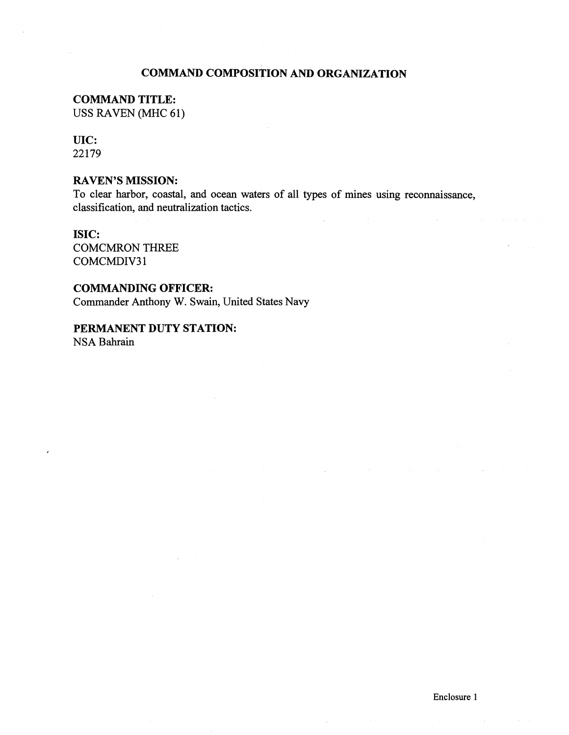# COMMAND COMPOSITION AND ORGANIZATION

**COMMAND TITLE:**
USS RAVEN (MHC 61)

**UIC:**
22179

**RAVEN'S MISSION:**
To clear harbor, coastal, and ocean waters of all types of mines using reconnaissance, classification, and neutralization tactics.

**ISIC:**
COMCMRON THREE
COMCMDIV31

**COMMANDING OFFICER:**
Commander Anthony W. Swain, United States Navy

**PERMANENT DUTY STATION:**
NSA Bahrain

Enclosure 1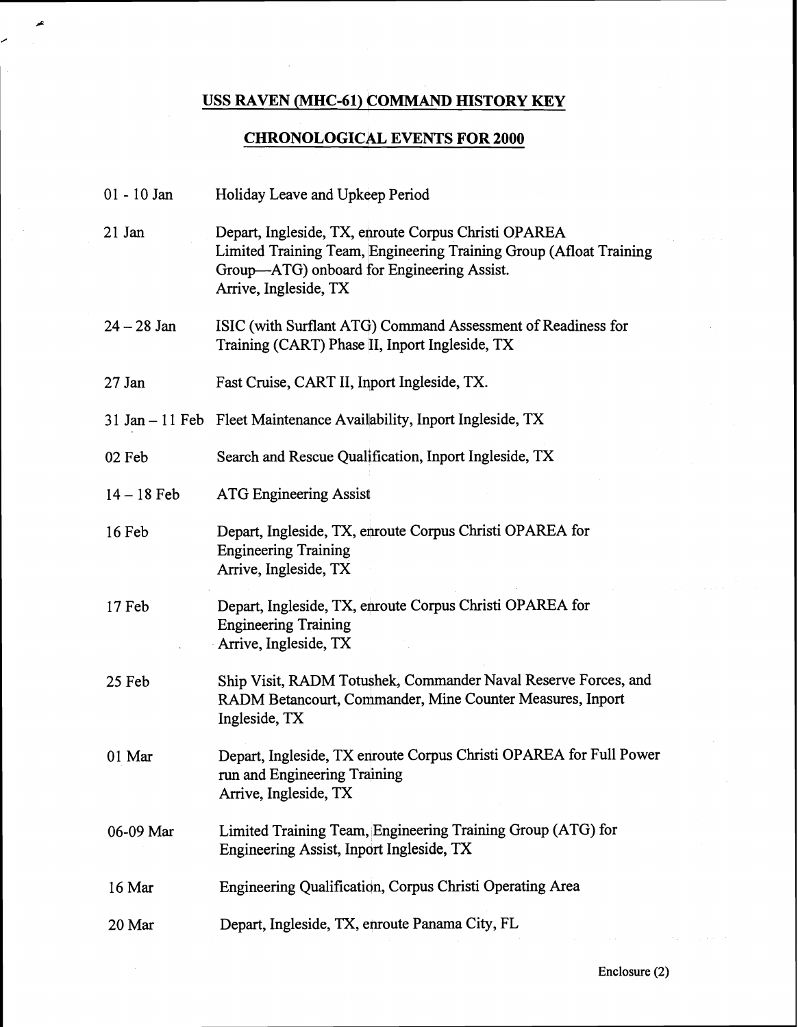# USS RAVEN (MHC-61) COMMAND HISTORY KEY

## CHRONOLOGICAL EVENTS FOR 2000

| | |
|---|---|
| 01 - 10 Jan | Holiday Leave and Upkeep Period |
| 21 Jan | Depart, Ingleside, TX, enroute Corpus Christi OPAREA<br>Limited Training Team, Engineering Training Group (Afloat Training Group—ATG) onboard for Engineering Assist.<br>Arrive, Ingleside, TX |
| 24 – 28 Jan | ISIC (with Surflant ATG) Command Assessment of Readiness for Training (CART) Phase II, Inport Ingleside, TX |
| 27 Jan | Fast Cruise, CART II, Inport Ingleside, TX. |
| 31 Jan – 11 Feb | Fleet Maintenance Availability, Inport Ingleside, TX |
| 02 Feb | Search and Rescue Qualification, Inport Ingleside, TX |
| 14 – 18 Feb | ATG Engineering Assist |
| 16 Feb | Depart, Ingleside, TX, enroute Corpus Christi OPAREA for Engineering Training<br>Arrive, Ingleside, TX |
| 17 Feb | Depart, Ingleside, TX, enroute Corpus Christi OPAREA for Engineering Training<br>Arrive, Ingleside, TX |
| 25 Feb | Ship Visit, RADM Totushek, Commander Naval Reserve Forces, and RADM Betancourt, Commander, Mine Counter Measures, Inport Ingleside, TX |
| 01 Mar | Depart, Ingleside, TX enroute Corpus Christi OPAREA for Full Power run and Engineering Training<br>Arrive, Ingleside, TX |
| 06-09 Mar | Limited Training Team, Engineering Training Group (ATG) for Engineering Assist, Inport Ingleside, TX |
| 16 Mar | Engineering Qualification, Corpus Christi Operating Area |
| 20 Mar | Depart, Ingleside, TX, enroute Panama City, FL |

Enclosure (2)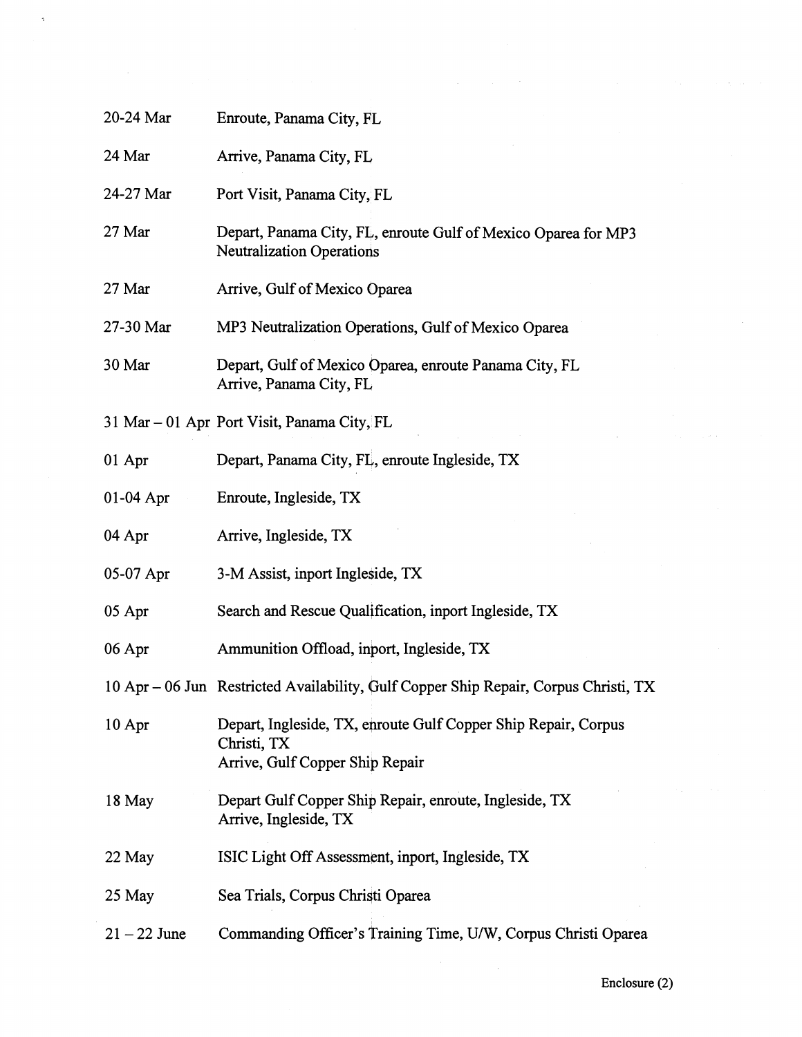| | |
|---|---|
| 20-24 Mar | Enroute, Panama City, FL |
| 24 Mar | Arrive, Panama City, FL |
| 24-27 Mar | Port Visit, Panama City, FL |
| 27 Mar | Depart, Panama City, FL, enroute Gulf of Mexico Oparea for MP3 Neutralization Operations |
| 27 Mar | Arrive, Gulf of Mexico Oparea |
| 27-30 Mar | MP3 Neutralization Operations, Gulf of Mexico Oparea |
| 30 Mar | Depart, Gulf of Mexico Oparea, enroute Panama City, FL<br>Arrive, Panama City, FL |
| 31 Mar – 01 Apr | Port Visit, Panama City, FL |
| 01 Apr | Depart, Panama City, FL, enroute Ingleside, TX |
| 01-04 Apr | Enroute, Ingleside, TX |
| 04 Apr | Arrive, Ingleside, TX |
| 05-07 Apr | 3-M Assist, inport Ingleside, TX |
| 05 Apr | Search and Rescue Qualification, inport Ingleside, TX |
| 06 Apr | Ammunition Offload, inport, Ingleside, TX |
| 10 Apr – 06 Jun | Restricted Availability, Gulf Copper Ship Repair, Corpus Christi, TX |
| 10 Apr | Depart, Ingleside, TX, enroute Gulf Copper Ship Repair, Corpus Christi, TX<br>Arrive, Gulf Copper Ship Repair |
| 18 May | Depart Gulf Copper Ship Repair, enroute, Ingleside, TX<br>Arrive, Ingleside, TX |
| 22 May | ISIC Light Off Assessment, inport, Ingleside, TX |
| 25 May | Sea Trials, Corpus Christi Oparea |
| 21 – 22 June | Commanding Officer's Training Time, U/W, Corpus Christi Oparea |

Enclosure (2)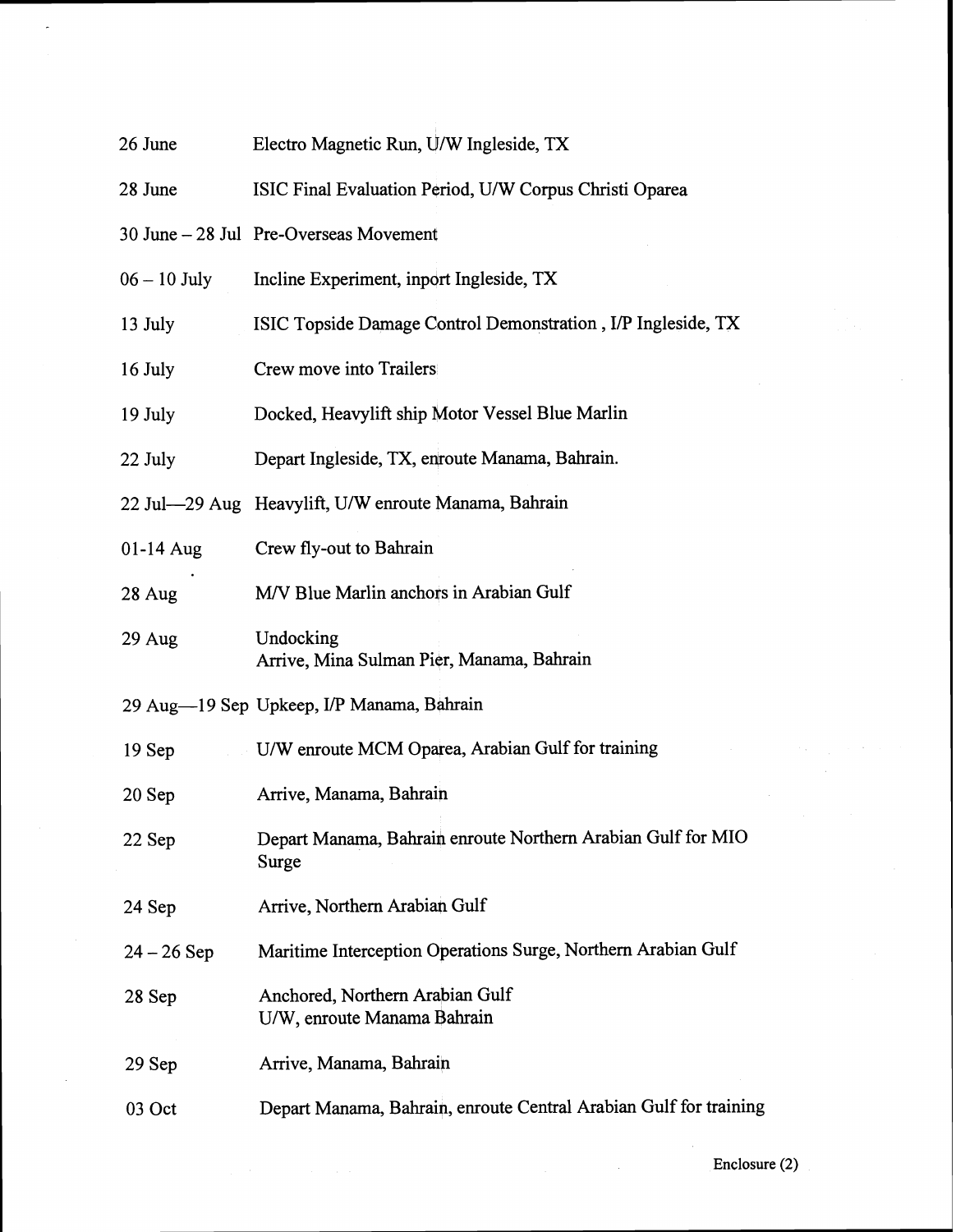| | |
|---|---|
| 26 June | Electro Magnetic Run, U/W Ingleside, TX |
| 28 June | ISIC Final Evaluation Period, U/W Corpus Christi Oparea |
| 30 June – 28 Jul | Pre-Overseas Movement |
| 06 – 10 July | Incline Experiment, inport Ingleside, TX |
| 13 July | ISIC Topside Damage Control Demonstration , I/P Ingleside, TX |
| 16 July | Crew move into Trailers |
| 19 July | Docked, Heavylift ship Motor Vessel Blue Marlin |
| 22 July | Depart Ingleside, TX, enroute Manama, Bahrain. |
| 22 Jul—29 Aug | Heavylift, U/W enroute Manama, Bahrain |
| 01-14 Aug | Crew fly-out to Bahrain |
| 28 Aug | M/V Blue Marlin anchors in Arabian Gulf |
| 29 Aug | Undocking<br>Arrive, Mina Sulman Pier, Manama, Bahrain |
| 29 Aug—19 Sep | Upkeep, I/P Manama, Bahrain |
| 19 Sep | U/W enroute MCM Oparea, Arabian Gulf for training |
| 20 Sep | Arrive, Manama, Bahrain |
| 22 Sep | Depart Manama, Bahrain enroute Northern Arabian Gulf for MIO Surge |
| 24 Sep | Arrive, Northern Arabian Gulf |
| 24 – 26 Sep | Maritime Interception Operations Surge, Northern Arabian Gulf |
| 28 Sep | Anchored, Northern Arabian Gulf<br>U/W, enroute Manama Bahrain |
| 29 Sep | Arrive, Manama, Bahrain |
| 03 Oct | Depart Manama, Bahrain, enroute Central Arabian Gulf for training |

Enclosure (2)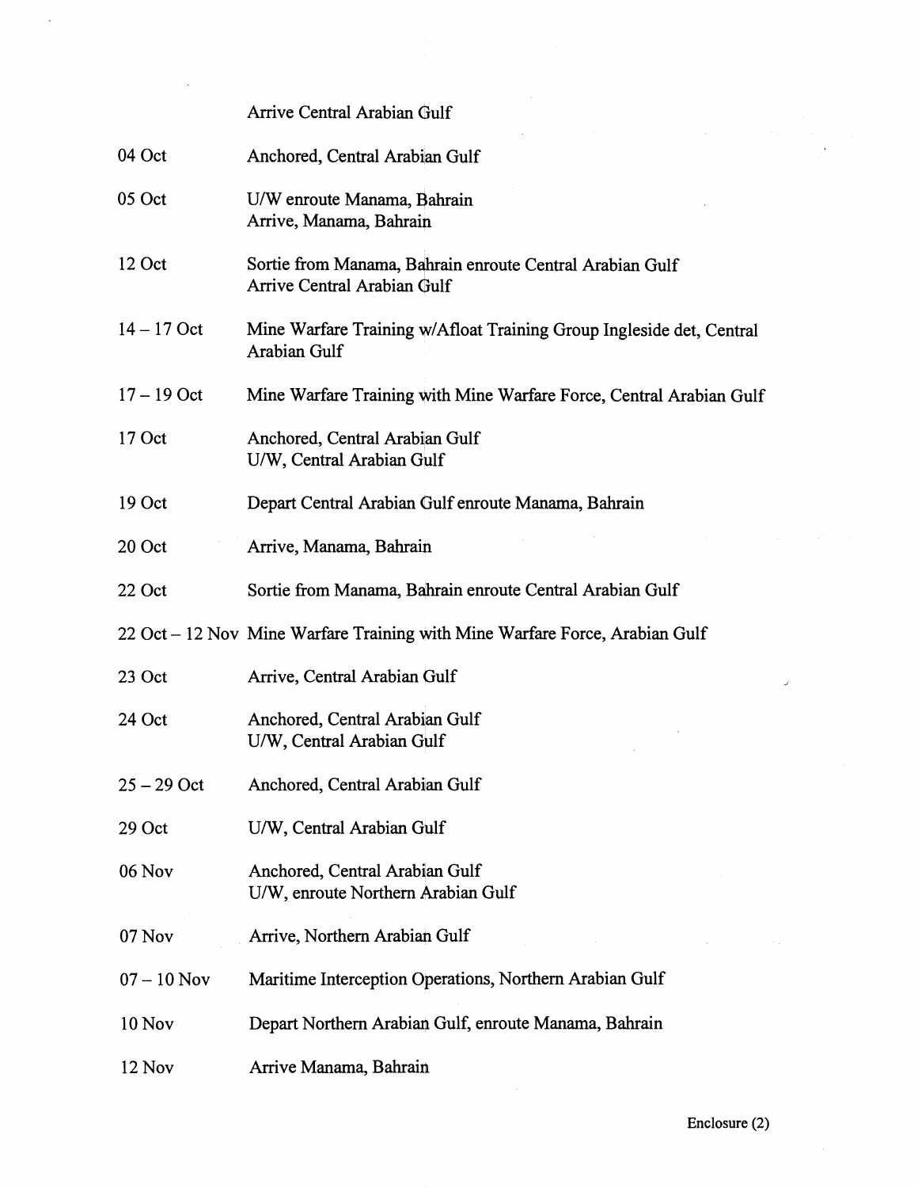| | |
|---|---|
| | Arrive Central Arabian Gulf |
| 04 Oct | Anchored, Central Arabian Gulf |
| 05 Oct | U/W enroute Manama, Bahrain<br>Arrive, Manama, Bahrain |
| 12 Oct | Sortie from Manama, Bahrain enroute Central Arabian Gulf<br>Arrive Central Arabian Gulf |
| 14 – 17 Oct | Mine Warfare Training w/Afloat Training Group Ingleside det, Central Arabian Gulf |
| 17 – 19 Oct | Mine Warfare Training with Mine Warfare Force, Central Arabian Gulf |
| 17 Oct | Anchored, Central Arabian Gulf<br>U/W, Central Arabian Gulf |
| 19 Oct | Depart Central Arabian Gulf enroute Manama, Bahrain |
| 20 Oct | Arrive, Manama, Bahrain |
| 22 Oct | Sortie from Manama, Bahrain enroute Central Arabian Gulf |
| 22 Oct – 12 Nov | Mine Warfare Training with Mine Warfare Force, Arabian Gulf |
| 23 Oct | Arrive, Central Arabian Gulf |
| 24 Oct | Anchored, Central Arabian Gulf<br>U/W, Central Arabian Gulf |
| 25 – 29 Oct | Anchored, Central Arabian Gulf |
| 29 Oct | U/W, Central Arabian Gulf |
| 06 Nov | Anchored, Central Arabian Gulf<br>U/W, enroute Northern Arabian Gulf |
| 07 Nov | Arrive, Northern Arabian Gulf |
| 07 – 10 Nov | Maritime Interception Operations, Northern Arabian Gulf |
| 10 Nov | Depart Northern Arabian Gulf, enroute Manama, Bahrain |
| 12 Nov | Arrive Manama, Bahrain |

Enclosure (2)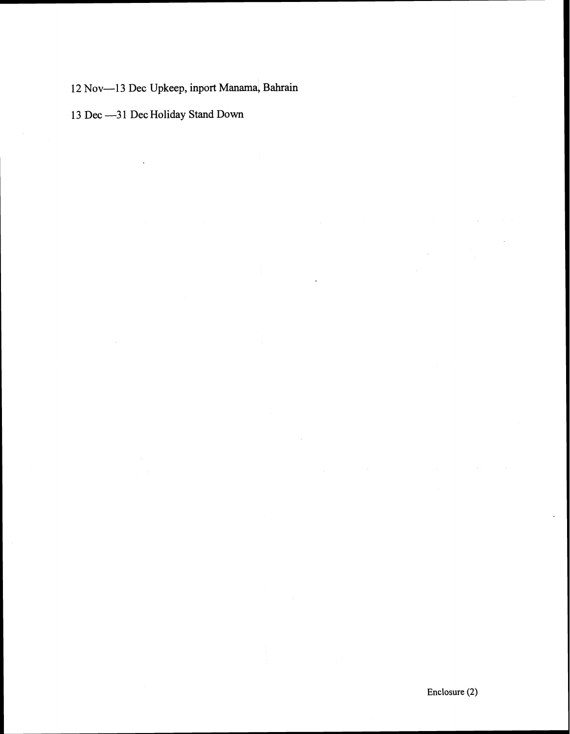12 Nov—13 Dec Upkeep, inport Manama, Bahrain

13 Dec —31 Dec Holiday Stand Down

Enclosure (2)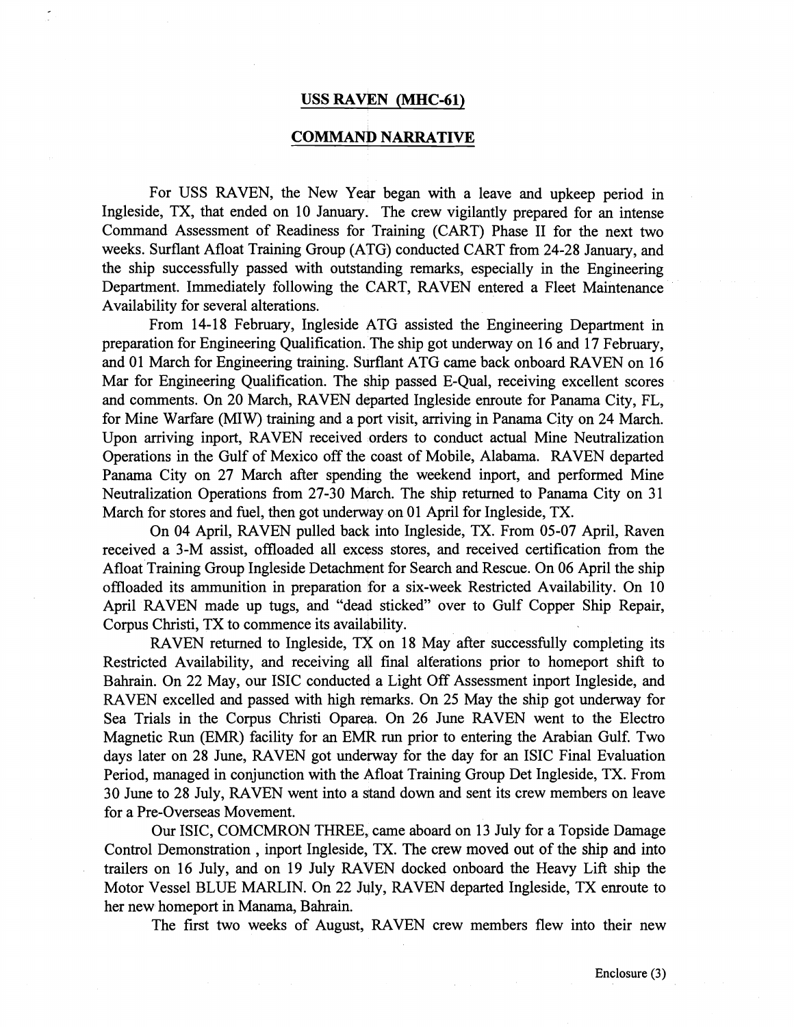## USS RAVEN (MHC-61)

## COMMAND NARRATIVE

For USS RAVEN, the New Year began with a leave and upkeep period in Ingleside, TX, that ended on 10 January. The crew vigilantly prepared for an intense Command Assessment of Readiness for Training (CART) Phase II for the next two weeks. Surflant Afloat Training Group (ATG) conducted CART from 24-28 January, and the ship successfully passed with outstanding remarks, especially in the Engineering Department. Immediately following the CART, RAVEN entered a Fleet Maintenance Availability for several alterations.

From 14-18 February, Ingleside ATG assisted the Engineering Department in preparation for Engineering Qualification. The ship got underway on 16 and 17 February, and 01 March for Engineering training. Surflant ATG came back onboard RAVEN on 16 Mar for Engineering Qualification. The ship passed E-Qual, receiving excellent scores and comments. On 20 March, RAVEN departed Ingleside enroute for Panama City, FL, for Mine Warfare (MIW) training and a port visit, arriving in Panama City on 24 March. Upon arriving inport, RAVEN received orders to conduct actual Mine Neutralization Operations in the Gulf of Mexico off the coast of Mobile, Alabama. RAVEN departed Panama City on 27 March after spending the weekend inport, and performed Mine Neutralization Operations from 27-30 March. The ship returned to Panama City on 31 March for stores and fuel, then got underway on 01 April for Ingleside, TX.

On 04 April, RAVEN pulled back into Ingleside, TX. From 05-07 April, Raven received a 3-M assist, offloaded all excess stores, and received certification from the Afloat Training Group Ingleside Detachment for Search and Rescue. On 06 April the ship offloaded its ammunition in preparation for a six-week Restricted Availability. On 10 April RAVEN made up tugs, and "dead sticked" over to Gulf Copper Ship Repair, Corpus Christi, TX to commence its availability.

RAVEN returned to Ingleside, TX on 18 May after successfully completing its Restricted Availability, and receiving all final alterations prior to homeport shift to Bahrain. On 22 May, our ISIC conducted a Light Off Assessment inport Ingleside, and RAVEN excelled and passed with high remarks. On 25 May the ship got underway for Sea Trials in the Corpus Christi Oparea. On 26 June RAVEN went to the Electro Magnetic Run (EMR) facility for an EMR run prior to entering the Arabian Gulf. Two days later on 28 June, RAVEN got underway for the day for an ISIC Final Evaluation Period, managed in conjunction with the Afloat Training Group Det Ingleside, TX. From 30 June to 28 July, RAVEN went into a stand down and sent its crew members on leave for a Pre-Overseas Movement.

Our ISIC, COMCMRON THREE, came aboard on 13 July for a Topside Damage Control Demonstration , inport Ingleside, TX. The crew moved out of the ship and into trailers on 16 July, and on 19 July RAVEN docked onboard the Heavy Lift ship the Motor Vessel BLUE MARLIN. On 22 July, RAVEN departed Ingleside, TX enroute to her new homeport in Manama, Bahrain.

The first two weeks of August, RAVEN crew members flew into their new

Enclosure (3)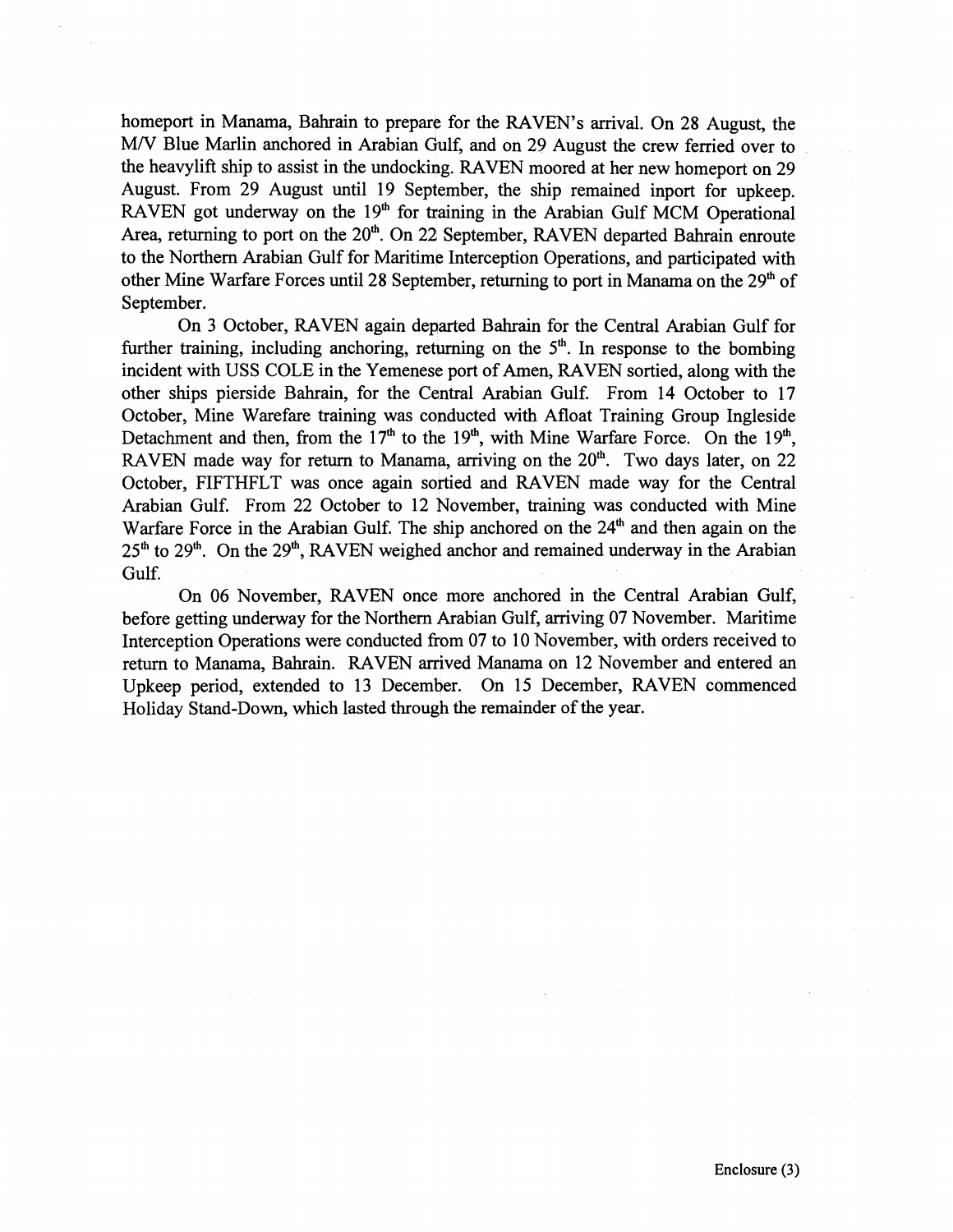homeport in Manama, Bahrain to prepare for the RAVEN's arrival. On 28 August, the M/V Blue Marlin anchored in Arabian Gulf, and on 29 August the crew ferried over to the heavylift ship to assist in the undocking. RAVEN moored at her new homeport on 29 August. From 29 August until 19 September, the ship remained inport for upkeep. RAVEN got underway on the 19th for training in the Arabian Gulf MCM Operational Area, returning to port on the 20th. On 22 September, RAVEN departed Bahrain enroute to the Northern Arabian Gulf for Maritime Interception Operations, and participated with other Mine Warfare Forces until 28 September, returning to port in Manama on the 29th of September.

On 3 October, RAVEN again departed Bahrain for the Central Arabian Gulf for further training, including anchoring, returning on the 5th. In response to the bombing incident with USS COLE in the Yemenese port of Amen, RAVEN sortied, along with the other ships pierside Bahrain, for the Central Arabian Gulf. From 14 October to 17 October, Mine Warefare training was conducted with Afloat Training Group Ingleside Detachment and then, from the 17th to the 19th, with Mine Warfare Force. On the 19th, RAVEN made way for return to Manama, arriving on the 20th. Two days later, on 22 October, FIFTHFLT was once again sortied and RAVEN made way for the Central Arabian Gulf. From 22 October to 12 November, training was conducted with Mine Warfare Force in the Arabian Gulf. The ship anchored on the 24th and then again on the 25th to 29th. On the 29th, RAVEN weighed anchor and remained underway in the Arabian Gulf.

On 06 November, RAVEN once more anchored in the Central Arabian Gulf, before getting underway for the Northern Arabian Gulf, arriving 07 November. Maritime Interception Operations were conducted from 07 to 10 November, with orders received to return to Manama, Bahrain. RAVEN arrived Manama on 12 November and entered an Upkeep period, extended to 13 December. On 15 December, RAVEN commenced Holiday Stand-Down, which lasted through the remainder of the year.

Enclosure (3)